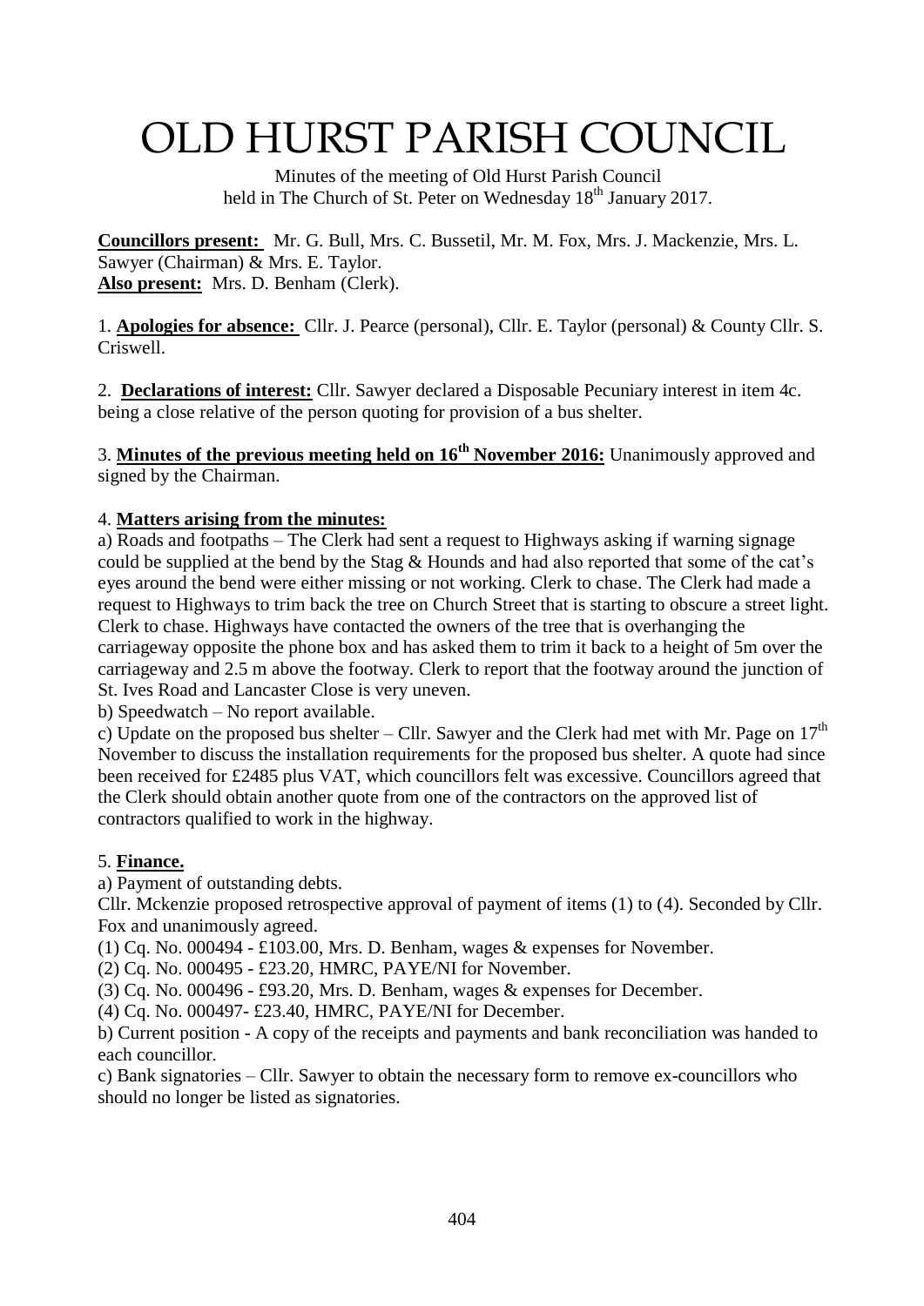# OLD HURST PARISH COUNCIL

Minutes of the meeting of Old Hurst Parish Council
held in The Church of St. Peter on Wednesday 18th January 2017.

**Councillors present:** Mr. G. Bull, Mrs. C. Bussetil, Mr. M. Fox, Mrs. J. Mackenzie, Mrs. L. Sawyer (Chairman) & Mrs. E. Taylor.
**Also present:** Mrs. D. Benham (Clerk).

1. **Apologies for absence:** Cllr. J. Pearce (personal), Cllr. E. Taylor (personal) & County Cllr. S. Criswell.

2. **Declarations of interest:** Cllr. Sawyer declared a Disposable Pecuniary interest in item 4c. being a close relative of the person quoting for provision of a bus shelter.

3. **Minutes of the previous meeting held on 16th November 2016:** Unanimously approved and signed by the Chairman.

4. **Matters arising from the minutes:**

a) Roads and footpaths – The Clerk had sent a request to Highways asking if warning signage could be supplied at the bend by the Stag & Hounds and had also reported that some of the cat's eyes around the bend were either missing or not working. Clerk to chase. The Clerk had made a request to Highways to trim back the tree on Church Street that is starting to obscure a street light. Clerk to chase. Highways have contacted the owners of the tree that is overhanging the carriageway opposite the phone box and has asked them to trim it back to a height of 5m over the carriageway and 2.5 m above the footway. Clerk to report that the footway around the junction of St. Ives Road and Lancaster Close is very uneven.

b) Speedwatch – No report available.

c) Update on the proposed bus shelter – Cllr. Sawyer and the Clerk had met with Mr. Page on 17th November to discuss the installation requirements for the proposed bus shelter. A quote had since been received for £2485 plus VAT, which councillors felt was excessive. Councillors agreed that the Clerk should obtain another quote from one of the contractors on the approved list of contractors qualified to work in the highway.

5. **Finance.**

a) Payment of outstanding debts.

Cllr. Mckenzie proposed retrospective approval of payment of items (1) to (4). Seconded by Cllr. Fox and unanimously agreed.

(1) Cq. No. 000494 - £103.00, Mrs. D. Benham, wages & expenses for November.
(2) Cq. No. 000495 - £23.20, HMRC, PAYE/NI for November.
(3) Cq. No. 000496 - £93.20, Mrs. D. Benham, wages & expenses for December.
(4) Cq. No. 000497- £23.40, HMRC, PAYE/NI for December.

b) Current position - A copy of the receipts and payments and bank reconciliation was handed to each councillor.

c) Bank signatories – Cllr. Sawyer to obtain the necessary form to remove ex-councillors who should no longer be listed as signatories.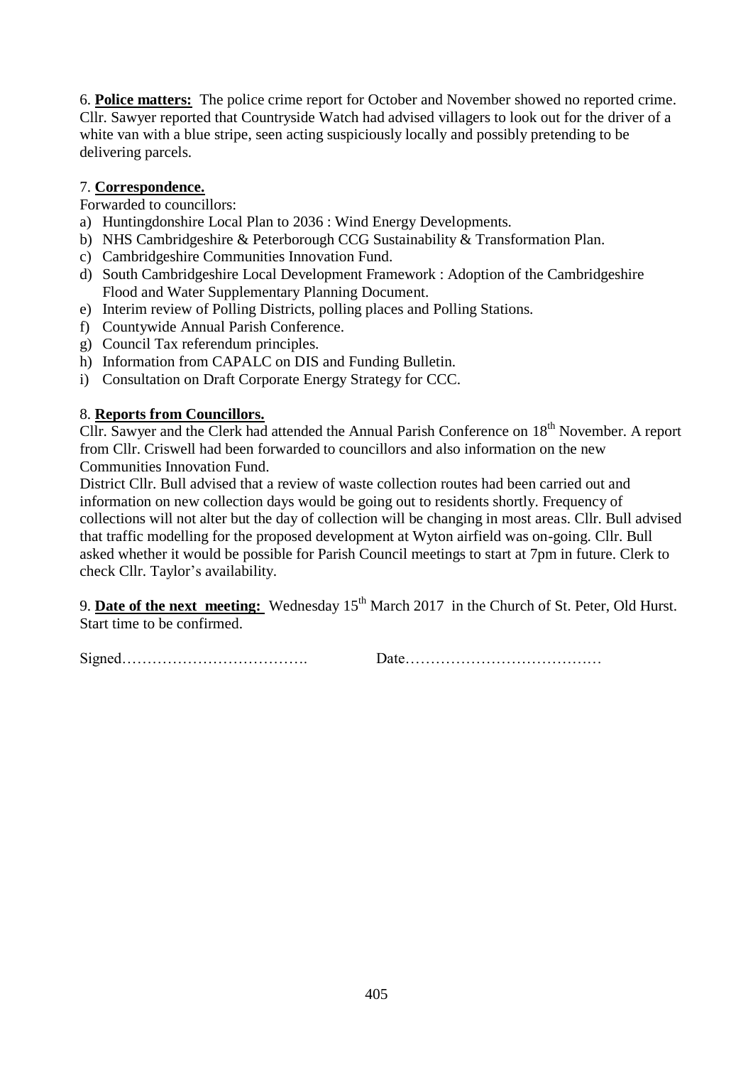6. **Police matters:** The police crime report for October and November showed no reported crime. Cllr. Sawyer reported that Countryside Watch had advised villagers to look out for the driver of a white van with a blue stripe, seen acting suspiciously locally and possibly pretending to be delivering parcels.

7. **Correspondence.**

Forwarded to councillors:

a) Huntingdonshire Local Plan to 2036 : Wind Energy Developments.
b) NHS Cambridgeshire & Peterborough CCG Sustainability & Transformation Plan.
c) Cambridgeshire Communities Innovation Fund.
d) South Cambridgeshire Local Development Framework : Adoption of the Cambridgeshire Flood and Water Supplementary Planning Document.
e) Interim review of Polling Districts, polling places and Polling Stations.
f) Countywide Annual Parish Conference.
g) Council Tax referendum principles.
h) Information from CAPALC on DIS and Funding Bulletin.
i) Consultation on Draft Corporate Energy Strategy for CCC.

8. **Reports from Councillors.**

Cllr. Sawyer and the Clerk had attended the Annual Parish Conference on 18th November. A report from Cllr. Criswell had been forwarded to councillors and also information on the new Communities Innovation Fund.

District Cllr. Bull advised that a review of waste collection routes had been carried out and information on new collection days would be going out to residents shortly. Frequency of collections will not alter but the day of collection will be changing in most areas. Cllr. Bull advised that traffic modelling for the proposed development at Wyton airfield was on-going. Cllr. Bull asked whether it would be possible for Parish Council meetings to start at 7pm in future. Clerk to check Cllr. Taylor's availability.

9. **Date of the next meeting:** Wednesday 15th March 2017 in the Church of St. Peter, Old Hurst. Start time to be confirmed.

Signed………………………………. Date…………………………………